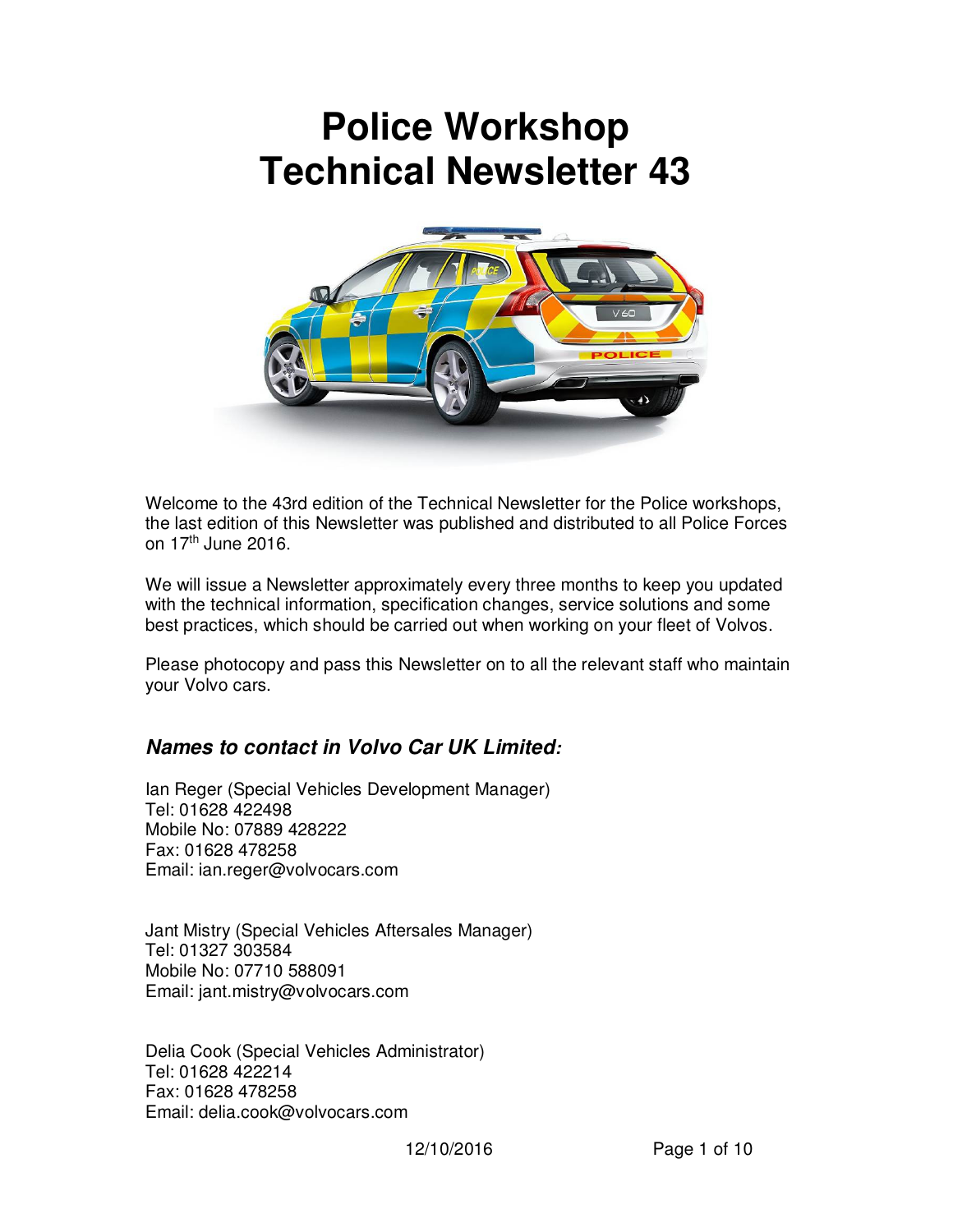# Police Workshop Technical Newsletter 43

Welcome to the 43rd edition of the Technical Newsletter for the Police workshops, the last edition of this Newsletter was published and distributed to all Police Forces on 17th June 2016.

We will issue a Newsletter approximately every three months to keep you updated with the technical information, specification changes, service solutions and some best practices, which should be carried out when working on your fleet of Volvos.

Please photocopy and pass this Newsletter on to all the relevant staff who maintain your Volvo cars.

## *Names to contact in Volvo Car UK Limited:*

Ian Reger (Special Vehicles Development Manager)
Tel: 01628 422498
Mobile No: 07889 428222
Fax: 01628 478258
Email: ian.reger@volvocars.com

Jant Mistry (Special Vehicles Aftersales Manager)
Tel: 01327 303584
Mobile No: 07710 588091
Email: jant.mistry@volvocars.com

Delia Cook (Special Vehicles Administrator)
Tel: 01628 422214
Fax: 01628 478258
Email: delia.cook@volvocars.com

12/10/2016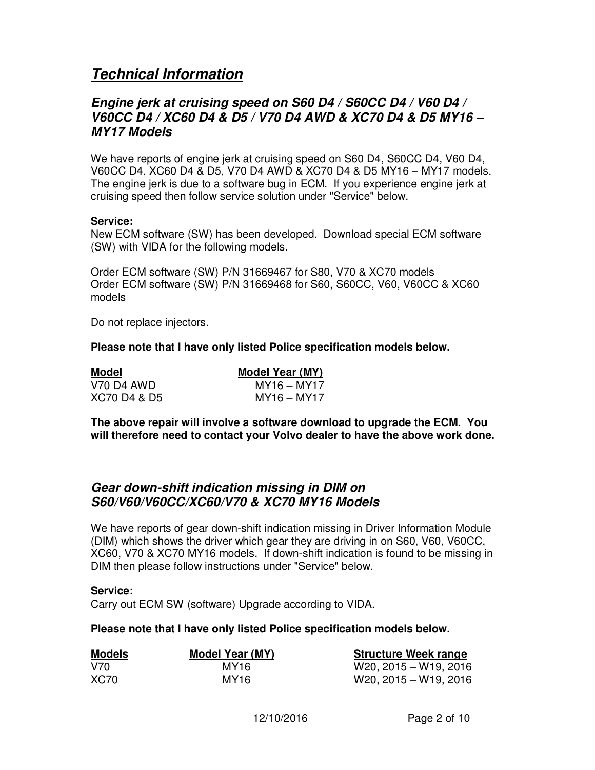# ***Technical Information***

## ***Engine jerk at cruising speed on S60 D4 / S60CC D4 / V60 D4 / V60CC D4 / XC60 D4 & D5 / V70 D4 AWD & XC70 D4 & D5 MY16 – MY17 Models***

We have reports of engine jerk at cruising speed on S60 D4, S60CC D4, V60 D4, V60CC D4, XC60 D4 & D5, V70 D4 AWD & XC70 D4 & D5 MY16 – MY17 models. The engine jerk is due to a software bug in ECM. If you experience engine jerk at cruising speed then follow service solution under "Service" below.

**Service:**
New ECM software (SW) has been developed. Download special ECM software (SW) with VIDA for the following models.

Order ECM software (SW) P/N 31669467 for S80, V70 & XC70 models
Order ECM software (SW) P/N 31669468 for S60, S60CC, V60, V60CC & XC60 models

Do not replace injectors.

**Please note that I have only listed Police specification models below.**

| Model | Model Year (MY) |
|---|---|
| V70 D4 AWD | MY16 – MY17 |
| XC70 D4 & D5 | MY16 – MY17 |

**The above repair will involve a software download to upgrade the ECM. You will therefore need to contact your Volvo dealer to have the above work done.**

## ***Gear down-shift indication missing in DIM on S60/V60/V60CC/XC60/V70 & XC70 MY16 Models***

We have reports of gear down-shift indication missing in Driver Information Module (DIM) which shows the driver which gear they are driving in on S60, V60, V60CC, XC60, V70 & XC70 MY16 models. If down-shift indication is found to be missing in DIM then please follow instructions under "Service" below.

**Service:**
Carry out ECM SW (software) Upgrade according to VIDA.

**Please note that I have only listed Police specification models below.**

| Models | Model Year (MY) | Structure Week range |
|---|---|---|
| V70 | MY16 | W20, 2015 – W19, 2016 |
| XC70 | MY16 | W20, 2015 – W19, 2016 |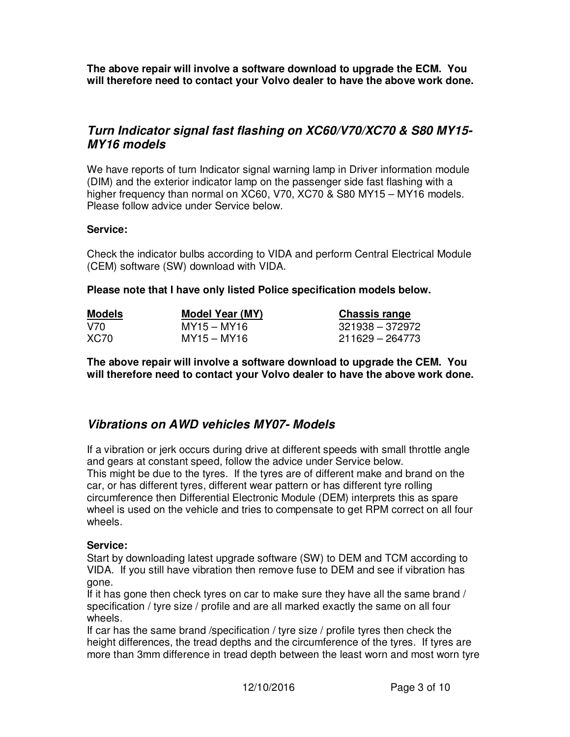**The above repair will involve a software download to upgrade the ECM. You will therefore need to contact your Volvo dealer to have the above work done.**

## *Turn Indicator signal fast flashing on XC60/V70/XC70 & S80 MY15-MY16 models*

We have reports of turn Indicator signal warning lamp in Driver information module (DIM) and the exterior indicator lamp on the passenger side fast flashing with a higher frequency than normal on XC60, V70, XC70 & S80 MY15 – MY16 models. Please follow advice under Service below.

**Service:**

Check the indicator bulbs according to VIDA and perform Central Electrical Module (CEM) software (SW) download with VIDA.

**Please note that I have only listed Police specification models below.**

| Models | Model Year (MY) | Chassis range |
|---|---|---|
| V70 | MY15 – MY16 | 321938 – 372972 |
| XC70 | MY15 – MY16 | 211629 – 264773 |

**The above repair will involve a software download to upgrade the CEM. You will therefore need to contact your Volvo dealer to have the above work done.**

## *Vibrations on AWD vehicles MY07- Models*

If a vibration or jerk occurs during drive at different speeds with small throttle angle and gears at constant speed, follow the advice under Service below.
This might be due to the tyres. If the tyres are of different make and brand on the car, or has different tyres, different wear pattern or has different tyre rolling circumference then Differential Electronic Module (DEM) interprets this as spare wheel is used on the vehicle and tries to compensate to get RPM correct on all four wheels.

**Service:**
Start by downloading latest upgrade software (SW) to DEM and TCM according to VIDA. If you still have vibration then remove fuse to DEM and see if vibration has gone.
If it has gone then check tyres on car to make sure they have all the same brand / specification / tyre size / profile and are all marked exactly the same on all four wheels.
If car has the same brand /specification / tyre size / profile tyres then check the height differences, the tread depths and the circumference of the tyres. If tyres are more than 3mm difference in tread depth between the least worn and most worn tyre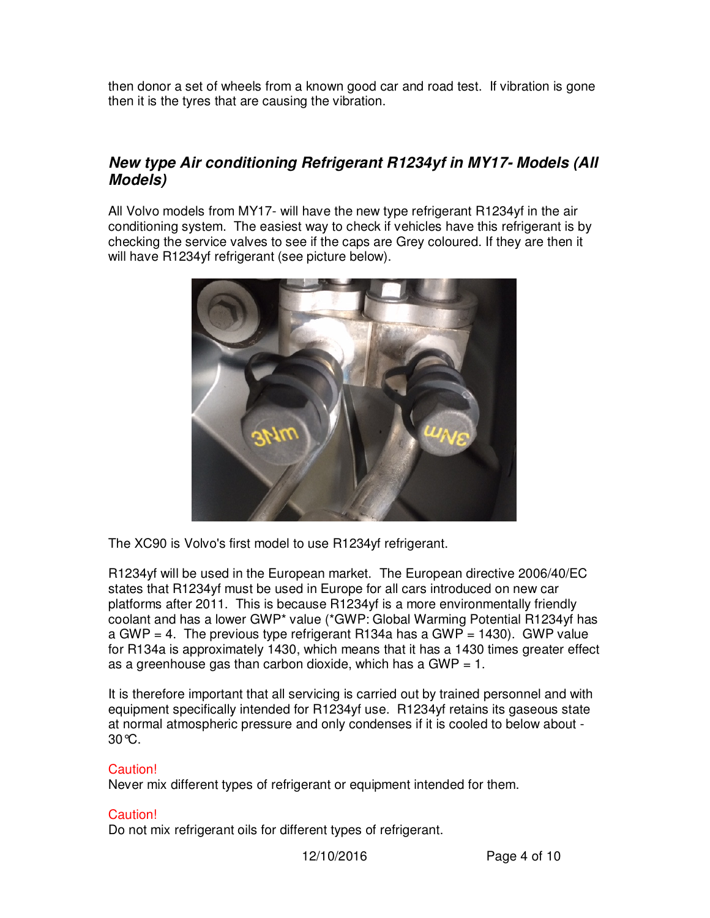then donor a set of wheels from a known good car and road test. If vibration is gone then it is the tyres that are causing the vibration.

## *New type Air conditioning Refrigerant R1234yf in MY17- Models (All Models)*

All Volvo models from MY17- will have the new type refrigerant R1234yf in the air conditioning system. The easiest way to check if vehicles have this refrigerant is by checking the service valves to see if the caps are Grey coloured. If they are then it will have R1234yf refrigerant (see picture below).

The XC90 is Volvo's first model to use R1234yf refrigerant.

R1234yf will be used in the European market. The European directive 2006/40/EC states that R1234yf must be used in Europe for all cars introduced on new car platforms after 2011. This is because R1234yf is a more environmentally friendly coolant and has a lower GWP* value (*GWP: Global Warming Potential R1234yf has a GWP = 4. The previous type refrigerant R134a has a GWP = 1430). GWP value for R134a is approximately 1430, which means that it has a 1430 times greater effect as a greenhouse gas than carbon dioxide, which has a GWP = 1.

It is therefore important that all servicing is carried out by trained personnel and with equipment specifically intended for R1234yf use. R1234yf retains its gaseous state at normal atmospheric pressure and only condenses if it is cooled to below about -30℃.

Caution!
Never mix different types of refrigerant or equipment intended for them.

Caution!
Do not mix refrigerant oils for different types of refrigerant.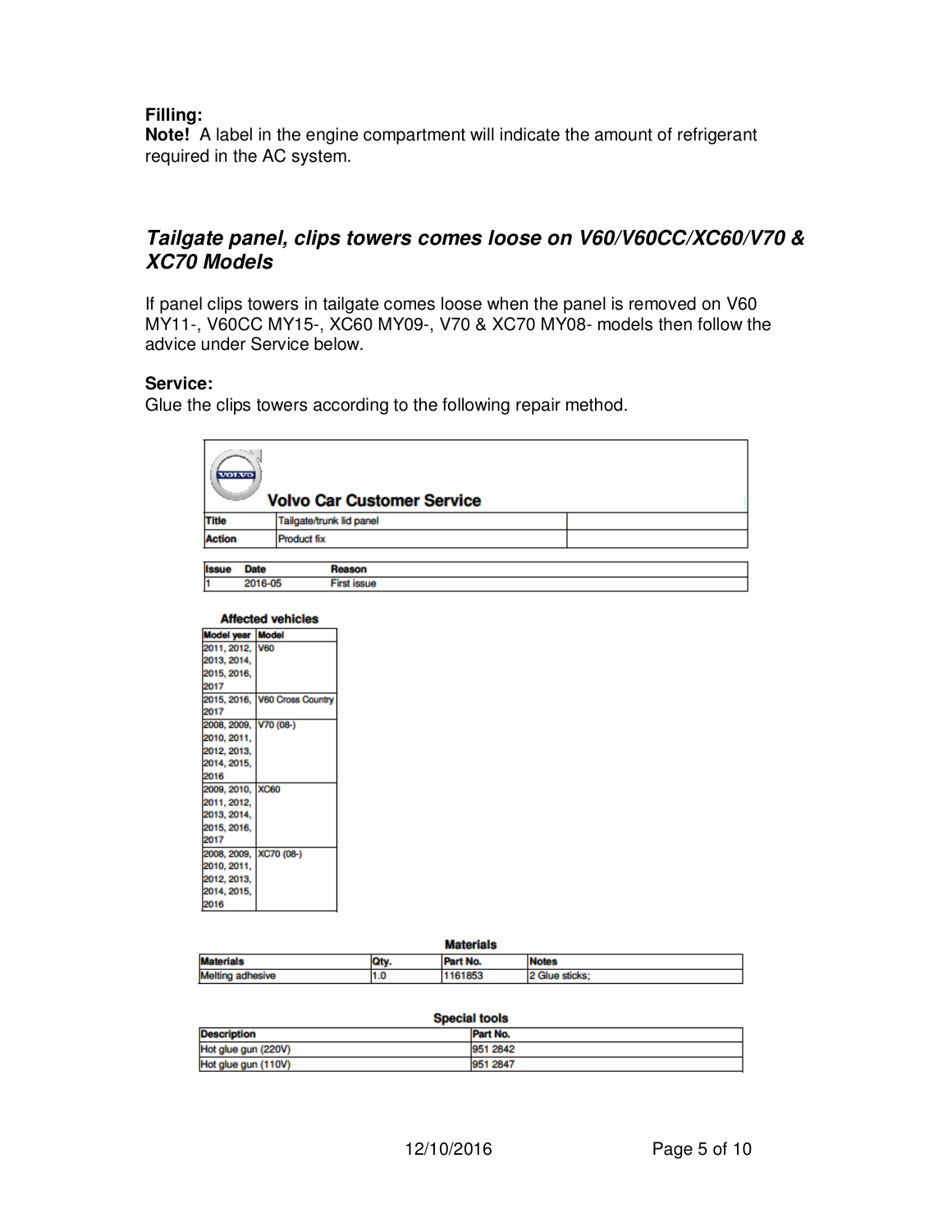**Filling:**
**Note!** A label in the engine compartment will indicate the amount of refrigerant required in the AC system.

## *Tailgate panel, clips towers comes loose on V60/V60CC/XC60/V70 & XC70 Models*

If panel clips towers in tailgate comes loose when the panel is removed on V60 MY11-, V60CC MY15-, XC60 MY09-, V70 & XC70 MY08- models then follow the advice under Service below.

**Service:**
Glue the clips towers according to the following repair method.

**Volvo Car Customer Service**

| Title | Tailgate/trunk lid panel | |
|---|---|---|
| Action | Product fix | |

| Issue | Date | Reason |
|---|---|---|
| 1 | 2016-05 | First issue |

**Affected vehicles**

| Model year | Model |
|---|---|
| 2011, 2012, 2013, 2014, 2015, 2016, 2017 | V60 |
| 2015, 2016, 2017 | V60 Cross Country |
| 2008, 2009, 2010, 2011, 2012, 2013, 2014, 2015, 2016 | V70 (08-) |
| 2009, 2010, 2011, 2012, 2013, 2014, 2015, 2016, 2017 | XC60 |
| 2008, 2009, 2010, 2011, 2012, 2013, 2014, 2015, 2016 | XC70 (08-) |

**Materials**

| Materials | Qty. | Part No. | Notes |
|---|---|---|---|
| Melting adhesive | 1.0 | 1161853 | 2 Glue sticks; |

**Special tools**

| Description | Part No. |
|---|---|
| Hot glue gun (220V) | 951 2842 |
| Hot glue gun (110V) | 951 2847 |

12/10/2016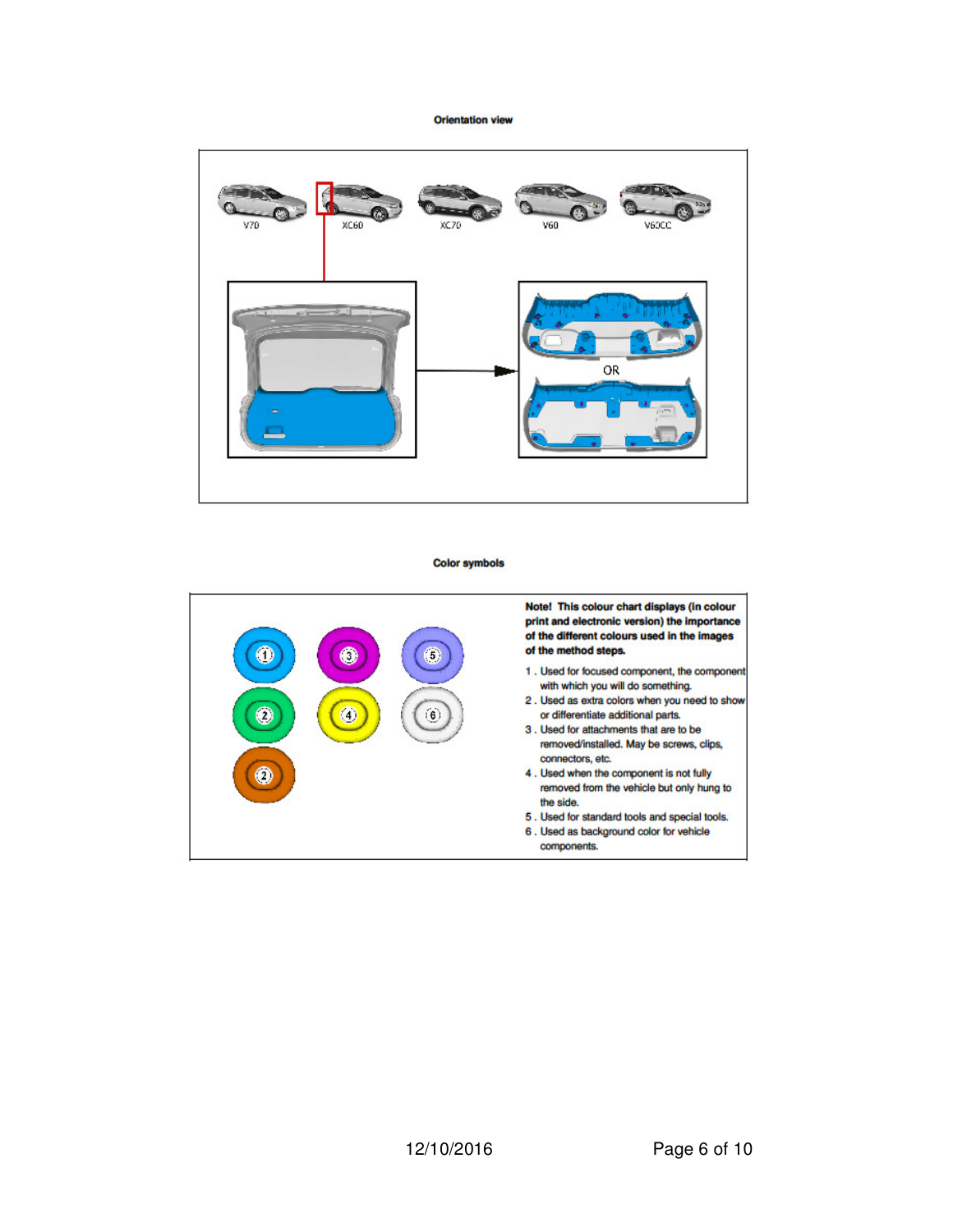**Orientation view**

V70 XC60 XC70 V60 V60CC

OR

**Color symbols**

**Note! This colour chart displays (in colour print and electronic version) the importance of the different colours used in the images of the method steps.**

1. Used for focused component, the component with which you will do something.
2. Used as extra colors when you need to show or differentiate additional parts.
3. Used for attachments that are to be removed/installed. May be screws, clips, connectors, etc.
4. Used when the component is not fully removed from the vehicle but only hung to the side.
5. Used for standard tools and special tools.
6. Used as background color for vehicle components.

12/10/2016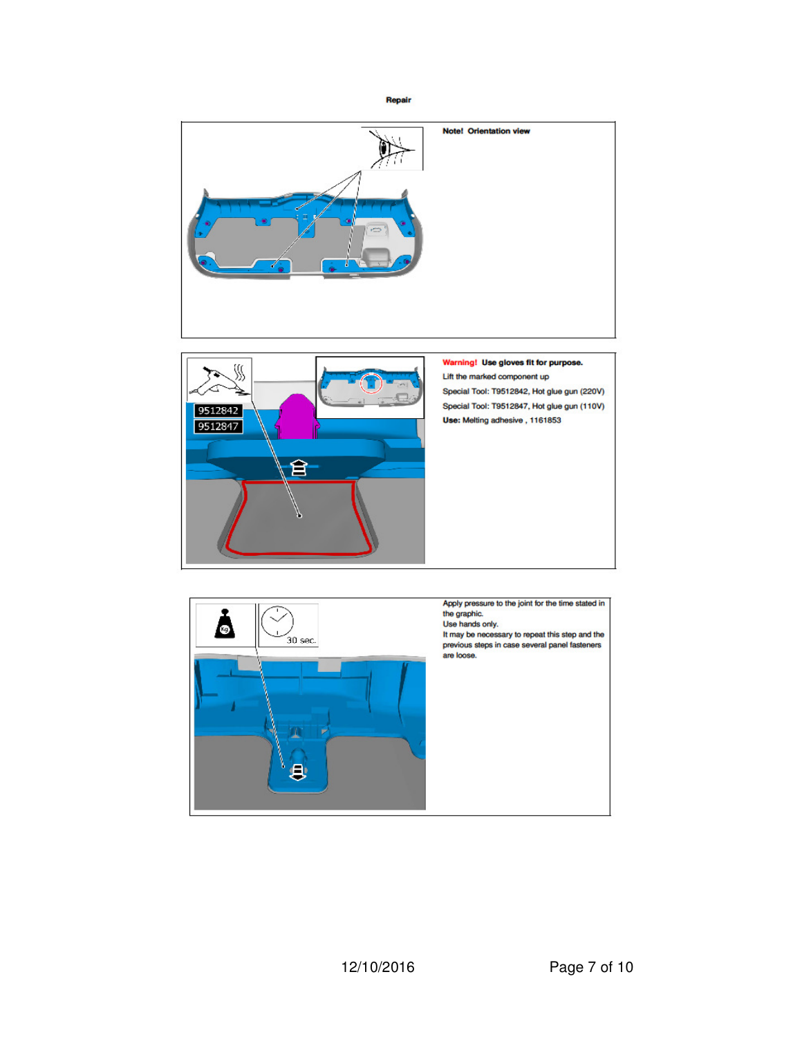Repair

**Note! Orientation view**

**Warning! Use gloves fit for purpose.**

Lift the marked component up

Special Tool: T9512842, Hot glue gun (220V)

Special Tool: T9512847, Hot glue gun (110V)

**Use:** Melting adhesive , 1161853

Apply pressure to the joint for the time stated in the graphic.

Use hands only.

It may be necessary to repeat this step and the previous steps in case several panel fasteners are loose.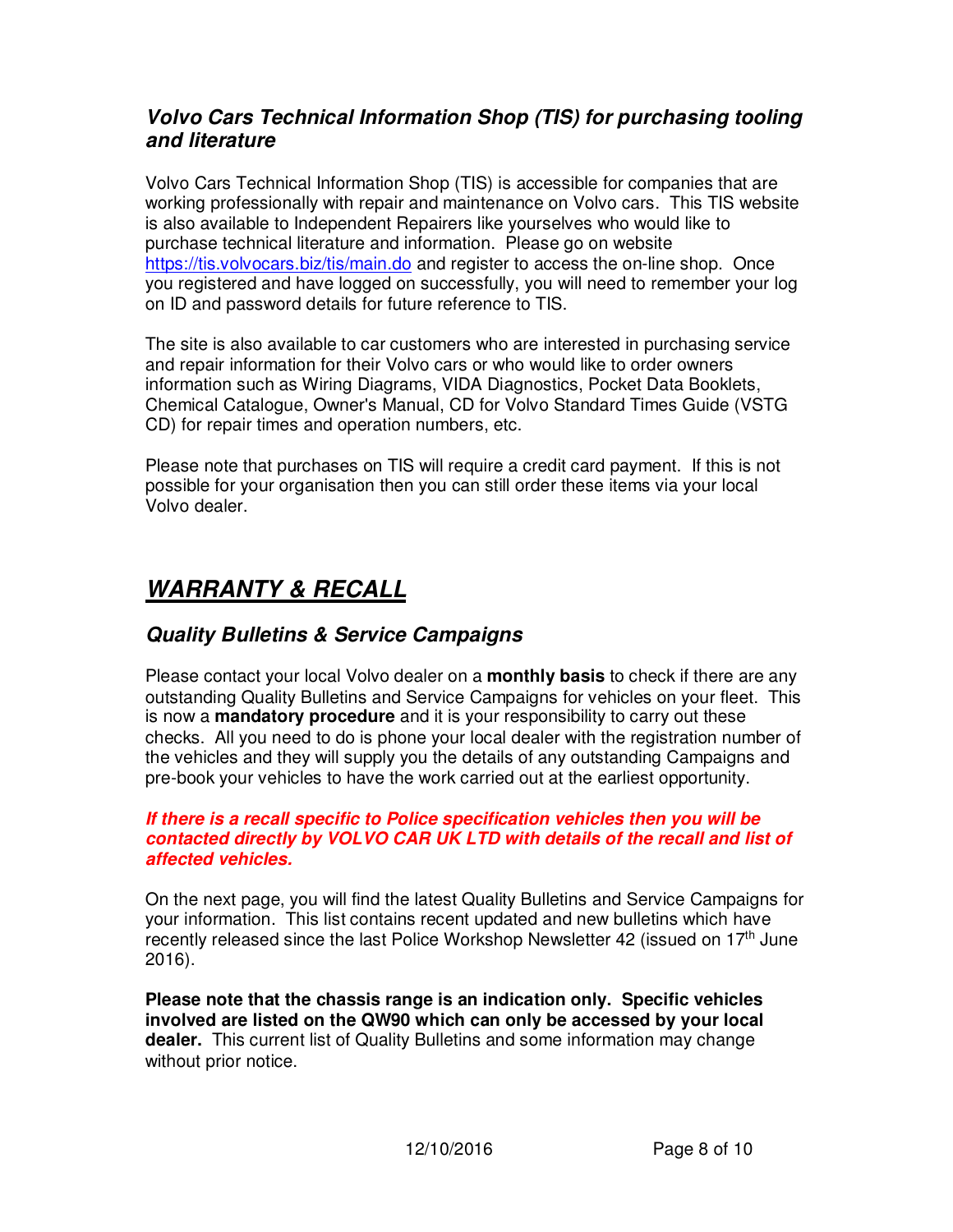### *Volvo Cars Technical Information Shop (TIS) for purchasing tooling and literature*

Volvo Cars Technical Information Shop (TIS) is accessible for companies that are working professionally with repair and maintenance on Volvo cars. This TIS website is also available to Independent Repairers like yourselves who would like to purchase technical literature and information. Please go on website [https://tis.volvocars.biz/tis/main.do](https://tis.volvocars.biz/tis/main.do) and register to access the on-line shop. Once you registered and have logged on successfully, you will need to remember your log on ID and password details for future reference to TIS.

The site is also available to car customers who are interested in purchasing service and repair information for their Volvo cars or who would like to order owners information such as Wiring Diagrams, VIDA Diagnostics, Pocket Data Booklets, Chemical Catalogue, Owner's Manual, CD for Volvo Standard Times Guide (VSTG CD) for repair times and operation numbers, etc.

Please note that purchases on TIS will require a credit card payment. If this is not possible for your organisation then you can still order these items via your local Volvo dealer.

# ***WARRANTY & RECALL***

### *Quality Bulletins & Service Campaigns*

Please contact your local Volvo dealer on a **monthly basis** to check if there are any outstanding Quality Bulletins and Service Campaigns for vehicles on your fleet. This is now a **mandatory procedure** and it is your responsibility to carry out these checks. All you need to do is phone your local dealer with the registration number of the vehicles and they will supply you the details of any outstanding Campaigns and pre-book your vehicles to have the work carried out at the earliest opportunity.

***If there is a recall specific to Police specification vehicles then you will be contacted directly by VOLVO CAR UK LTD with details of the recall and list of affected vehicles.***

On the next page, you will find the latest Quality Bulletins and Service Campaigns for your information. This list contains recent updated and new bulletins which have recently released since the last Police Workshop Newsletter 42 (issued on 17th June 2016).

**Please note that the chassis range is an indication only. Specific vehicles involved are listed on the QW90 which can only be accessed by your local dealer.** This current list of Quality Bulletins and some information may change without prior notice.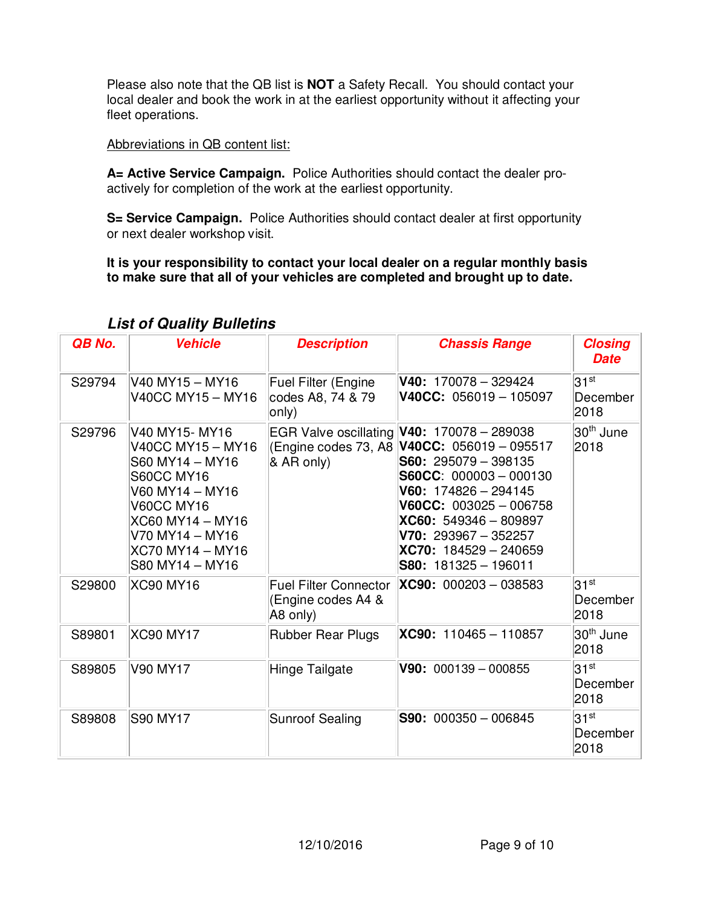Please also note that the QB list is **NOT** a Safety Recall. You should contact your local dealer and book the work in at the earliest opportunity without it affecting your fleet operations.

Abbreviations in QB content list:

**A= Active Service Campaign.** Police Authorities should contact the dealer pro-actively for completion of the work at the earliest opportunity.

**S= Service Campaign.** Police Authorities should contact dealer at first opportunity or next dealer workshop visit.

**It is your responsibility to contact your local dealer on a regular monthly basis to make sure that all of your vehicles are completed and brought up to date.**

### *List of Quality Bulletins*

| QB No. | Vehicle | Description | Chassis Range | Closing Date |
|---|---|---|---|---|
| S29794 | V40 MY15 – MY16<br>V40CC MY15 – MY16 | Fuel Filter (Engine codes A8, 74 & 79 only) | **V40:** 170078 – 329424<br>**V40CC:** 056019 – 105097 | 31st December 2018 |
| S29796 | V40 MY15- MY16<br>V40CC MY15 – MY16<br>S60 MY14 – MY16<br>S60CC MY16<br>V60 MY14 – MY16<br>V60CC MY16<br>XC60 MY14 – MY16<br>V70 MY14 – MY16<br>XC70 MY14 – MY16<br>S80 MY14 – MY16 | EGR Valve oscillating (Engine codes 73, A8 & AR only) | **V40:** 170078 – 289038<br>**V40CC:** 056019 – 095517<br>**S60:** 295079 – 398135<br>**S60CC**: 000003 – 000130<br>**V60:** 174826 – 294145<br>**V60CC:** 003025 – 006758<br>**XC60:** 549346 – 809897<br>**V70:** 293967 – 352257<br>**XC70:** 184529 – 240659<br>**S80:** 181325 – 196011 | 30th June 2018 |
| S29800 | XC90 MY16 | Fuel Filter Connector (Engine codes A4 & A8 only) | **XC90:** 000203 – 038583 | 31st December 2018 |
| S89801 | XC90 MY17 | Rubber Rear Plugs | **XC90:** 110465 – 110857 | 30th June 2018 |
| S89805 | V90 MY17 | Hinge Tailgate | **V90:** 000139 – 000855 | 31st December 2018 |
| S89808 | S90 MY17 | Sunroof Sealing | **S90:** 000350 – 006845 | 31st December 2018 |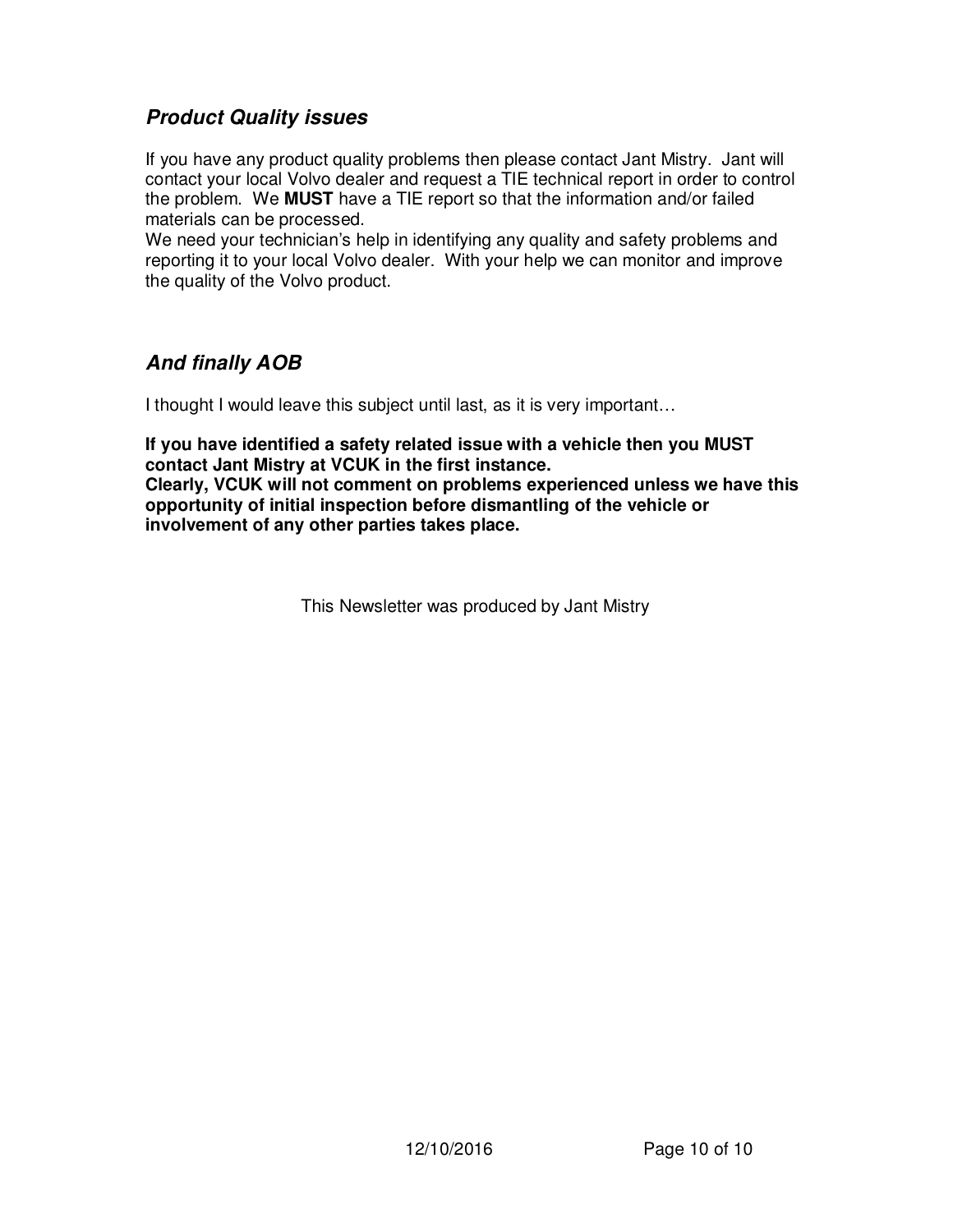## *Product Quality issues*

If you have any product quality problems then please contact Jant Mistry. Jant will contact your local Volvo dealer and request a TIE technical report in order to control the problem. We **MUST** have a TIE report so that the information and/or failed materials can be processed.
We need your technician's help in identifying any quality and safety problems and reporting it to your local Volvo dealer. With your help we can monitor and improve the quality of the Volvo product.

## *And finally AOB*

I thought I would leave this subject until last, as it is very important…

**If you have identified a safety related issue with a vehicle then you MUST contact Jant Mistry at VCUK in the first instance.**
**Clearly, VCUK will not comment on problems experienced unless we have this opportunity of initial inspection before dismantling of the vehicle or involvement of any other parties takes place.**

This Newsletter was produced by Jant Mistry

12/10/2016